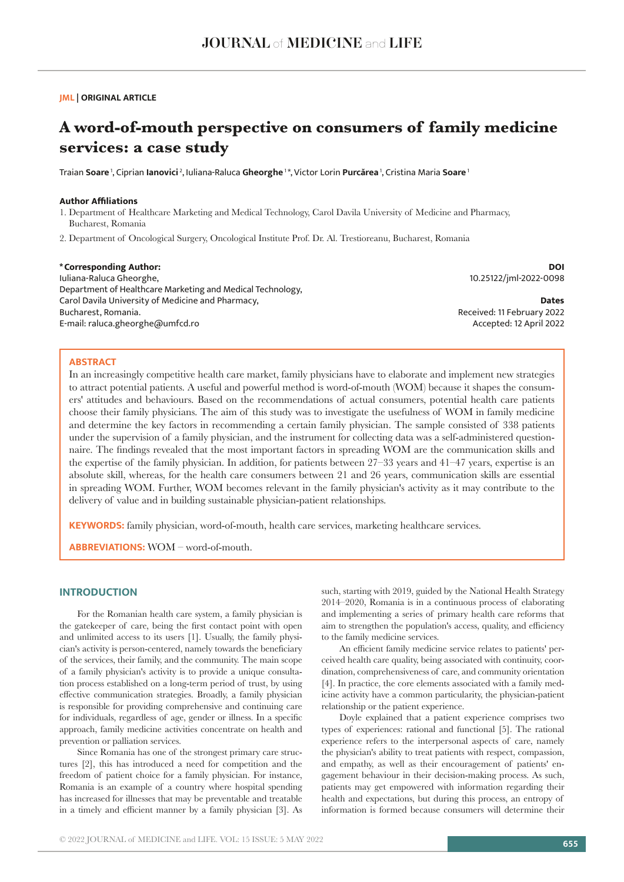**JML | ORIGINAL ARTICLE**

# A word-of-mouth perspective on consumers of family medicine services: a case study

Traian **Soare**[1], Ciprian **Ianovici**[2], Iuliana-Raluca **Gheorghe**[1]*, Victor Lorin **Purcărea**[1], Cristina Maria **Soare**[1]

**Author Affiliations**

1. Department of Healthcare Marketing and Medical Technology, Carol Davila University of Medicine and Pharmacy, Bucharest, Romania
2. Department of Oncological Surgery, Oncological Institute Prof. Dr. Al. Trestioreanu, Bucharest, Romania

**\* Corresponding Author:**
Iuliana-Raluca Gheorghe,
Department of Healthcare Marketing and Medical Technology,
Carol Davila University of Medicine and Pharmacy,
Bucharest, Romania.
E-mail: raluca.gheorghe@umfcd.ro

**DOI**
10.25122/jml-2022-0098

**Dates**
Received: 11 February 2022
Accepted: 12 April 2022

## ABSTRACT

In an increasingly competitive health care market, family physicians have to elaborate and implement new strategies to attract potential patients. A useful and powerful method is word-of-mouth (WOM) because it shapes the consumers' attitudes and behaviours. Based on the recommendations of actual consumers, potential health care patients choose their family physicians. The aim of this study was to investigate the usefulness of WOM in family medicine and determine the key factors in recommending a certain family physician. The sample consisted of 338 patients under the supervision of a family physician, and the instrument for collecting data was a self-administered questionnaire. The findings revealed that the most important factors in spreading WOM are the communication skills and the expertise of the family physician. In addition, for patients between 27–33 years and 41–47 years, expertise is an absolute skill, whereas, for the health care consumers between 21 and 26 years, communication skills are essential in spreading WOM. Further, WOM becomes relevant in the family physician's activity as it may contribute to the delivery of value and in building sustainable physician-patient relationships.

**KEYWORDS:** family physician, word-of-mouth, health care services, marketing healthcare services.

**ABBREVIATIONS:** WOM – word-of-mouth.

## INTRODUCTION

For the Romanian health care system, a family physician is the gatekeeper of care, being the first contact point with open and unlimited access to its users [1]. Usually, the family physician's activity is person-centered, namely towards the beneficiary of the services, their family, and the community. The main scope of a family physician's activity is to provide a unique consultation process established on a long-term period of trust, by using effective communication strategies. Broadly, a family physician is responsible for providing comprehensive and continuing care for individuals, regardless of age, gender or illness. In a specific approach, family medicine activities concentrate on health and prevention or palliation services.

Since Romania has one of the strongest primary care structures [2], this has introduced a need for competition and the freedom of patient choice for a family physician. For instance, Romania is an example of a country where hospital spending has increased for illnesses that may be preventable and treatable in a timely and efficient manner by a family physician [3]. As such, starting with 2019, guided by the National Health Strategy 2014–2020, Romania is in a continuous process of elaborating and implementing a series of primary health care reforms that aim to strengthen the population's access, quality, and efficiency to the family medicine services.

An efficient family medicine service relates to patients' perceived health care quality, being associated with continuity, coordination, comprehensiveness of care, and community orientation [4]. In practice, the core elements associated with a family medicine activity have a common particularity, the physician-patient relationship or the patient experience.

Doyle explained that a patient experience comprises two types of experiences: rational and functional [5]. The rational experience refers to the interpersonal aspects of care, namely the physician's ability to treat patients with respect, compassion, and empathy, as well as their encouragement of patients' engagement behaviour in their decision-making process. As such, patients may get empowered with information regarding their health and expectations, but during this process, an entropy of information is formed because consumers will determine their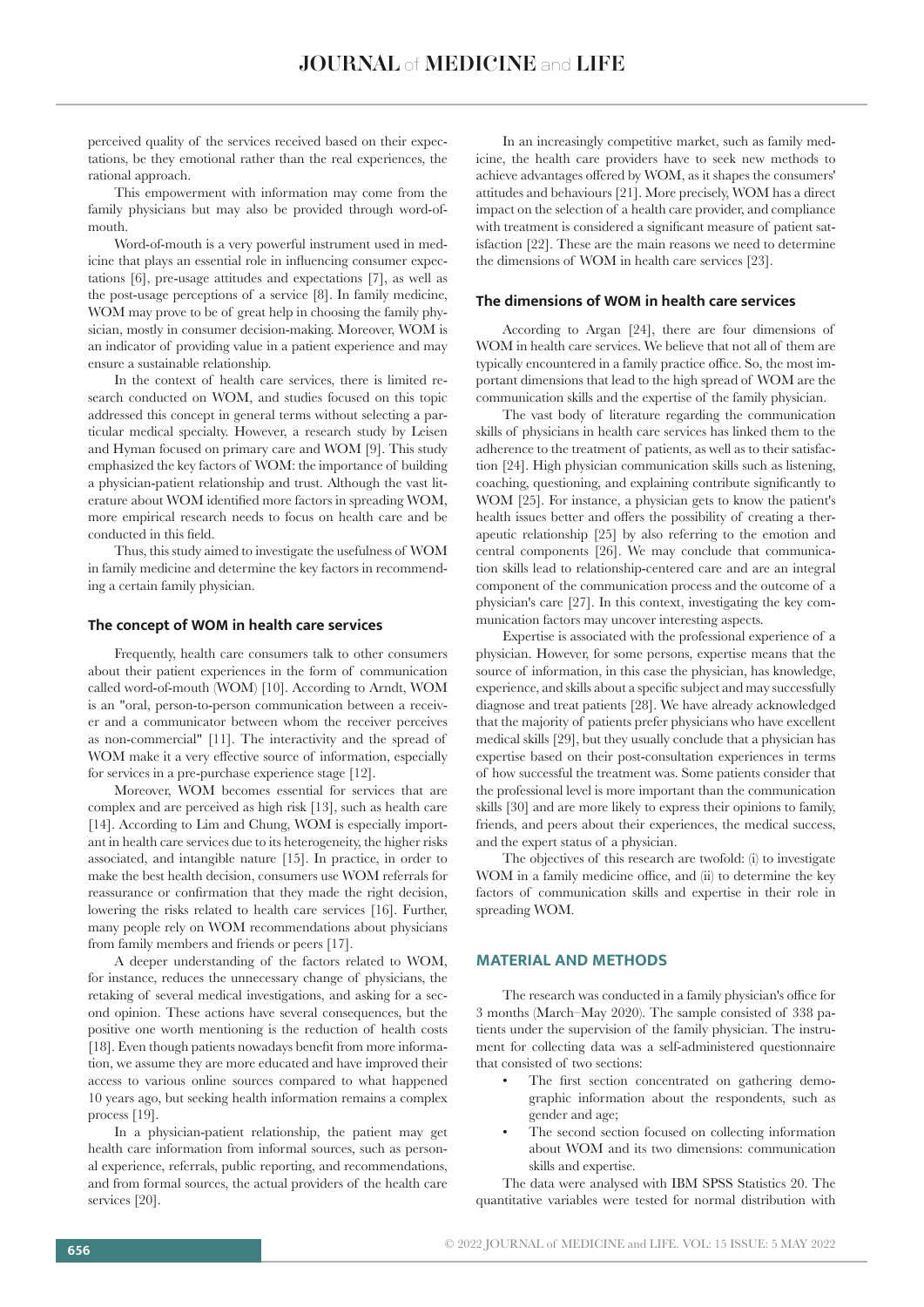perceived quality of the services received based on their expectations, be they emotional rather than the real experiences, the rational approach.

This empowerment with information may come from the family physicians but may also be provided through word-of-mouth.

Word-of-mouth is a very powerful instrument used in medicine that plays an essential role in influencing consumer expectations [6], pre-usage attitudes and expectations [7], as well as the post-usage perceptions of a service [8]. In family medicine, WOM may prove to be of great help in choosing the family physician, mostly in consumer decision-making. Moreover, WOM is an indicator of providing value in a patient experience and may ensure a sustainable relationship.

In the context of health care services, there is limited research conducted on WOM, and studies focused on this topic addressed this concept in general terms without selecting a particular medical specialty. However, a research study by Leisen and Hyman focused on primary care and WOM [9]. This study emphasized the key factors of WOM: the importance of building a physician-patient relationship and trust. Although the vast literature about WOM identified more factors in spreading WOM, more empirical research needs to focus on health care and be conducted in this field.

Thus, this study aimed to investigate the usefulness of WOM in family medicine and determine the key factors in recommending a certain family physician.

### The concept of WOM in health care services

Frequently, health care consumers talk to other consumers about their patient experiences in the form of communication called word-of-mouth (WOM) [10]. According to Arndt, WOM is an "oral, person-to-person communication between a receiver and a communicator between whom the receiver perceives as non-commercial" [11]. The interactivity and the spread of WOM make it a very effective source of information, especially for services in a pre-purchase experience stage [12].

Moreover, WOM becomes essential for services that are complex and are perceived as high risk [13], such as health care [14]. According to Lim and Chung, WOM is especially important in health care services due to its heterogeneity, the higher risks associated, and intangible nature [15]. In practice, in order to make the best health decision, consumers use WOM referrals for reassurance or confirmation that they made the right decision, lowering the risks related to health care services [16]. Further, many people rely on WOM recommendations about physicians from family members and friends or peers [17].

A deeper understanding of the factors related to WOM, for instance, reduces the unnecessary change of physicians, the retaking of several medical investigations, and asking for a second opinion. These actions have several consequences, but the positive one worth mentioning is the reduction of health costs [18]. Even though patients nowadays benefit from more information, we assume they are more educated and have improved their access to various online sources compared to what happened 10 years ago, but seeking health information remains a complex process [19].

In a physician-patient relationship, the patient may get health care information from informal sources, such as personal experience, referrals, public reporting, and recommendations, and from formal sources, the actual providers of the health care services [20].

In an increasingly competitive market, such as family medicine, the health care providers have to seek new methods to achieve advantages offered by WOM, as it shapes the consumers' attitudes and behaviours [21]. More precisely, WOM has a direct impact on the selection of a health care provider, and compliance with treatment is considered a significant measure of patient satisfaction [22]. These are the main reasons we need to determine the dimensions of WOM in health care services [23].

### The dimensions of WOM in health care services

According to Argan [24], there are four dimensions of WOM in health care services. We believe that not all of them are typically encountered in a family practice office. So, the most important dimensions that lead to the high spread of WOM are the communication skills and the expertise of the family physician.

The vast body of literature regarding the communication skills of physicians in health care services has linked them to the adherence to the treatment of patients, as well as to their satisfaction [24]. High physician communication skills such as listening, coaching, questioning, and explaining contribute significantly to WOM [25]. For instance, a physician gets to know the patient's health issues better and offers the possibility of creating a therapeutic relationship [25] by also referring to the emotion and central components [26]. We may conclude that communication skills lead to relationship-centered care and are an integral component of the communication process and the outcome of a physician's care [27]. In this context, investigating the key communication factors may uncover interesting aspects.

Expertise is associated with the professional experience of a physician. However, for some persons, expertise means that the source of information, in this case the physician, has knowledge, experience, and skills about a specific subject and may successfully diagnose and treat patients [28]. We have already acknowledged that the majority of patients prefer physicians who have excellent medical skills [29], but they usually conclude that a physician has expertise based on their post-consultation experiences in terms of how successful the treatment was. Some patients consider that the professional level is more important than the communication skills [30] and are more likely to express their opinions to family, friends, and peers about their experiences, the medical success, and the expert status of a physician.

The objectives of this research are twofold: (i) to investigate WOM in a family medicine office, and (ii) to determine the key factors of communication skills and expertise in their role in spreading WOM.

## MATERIAL AND METHODS

The research was conducted in a family physician's office for 3 months (March–May 2020). The sample consisted of 338 patients under the supervision of the family physician. The instrument for collecting data was a self-administered questionnaire that consisted of two sections:

- The first section concentrated on gathering demographic information about the respondents, such as gender and age;
- The second section focused on collecting information about WOM and its two dimensions: communication skills and expertise.

The data were analysed with IBM SPSS Statistics 20. The quantitative variables were tested for normal distribution with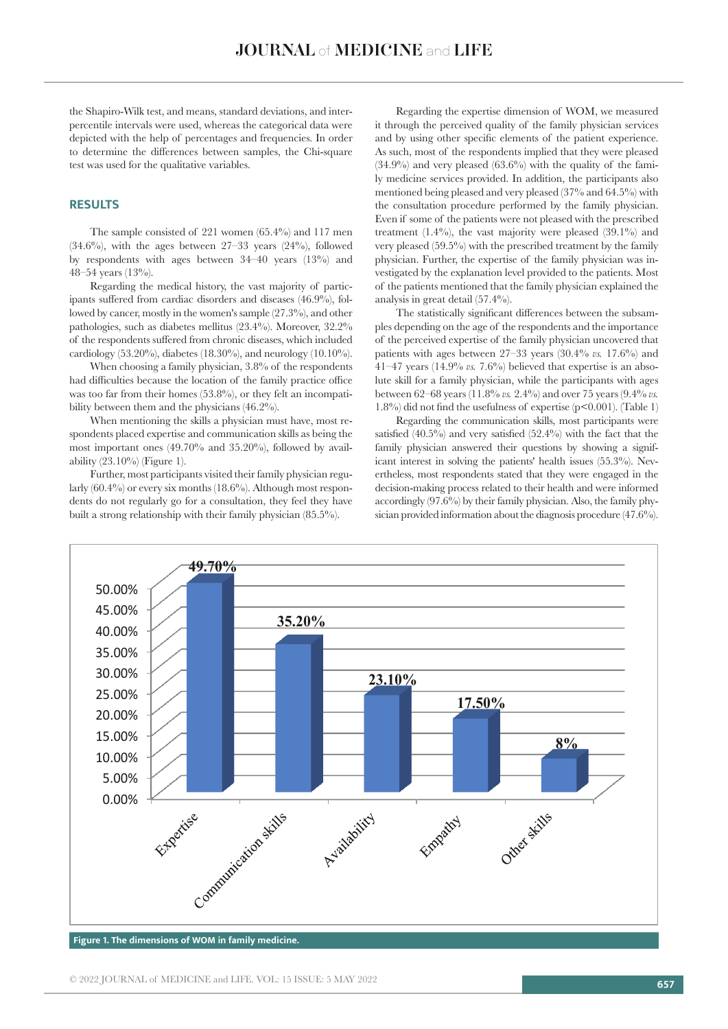the Shapiro-Wilk test, and means, standard deviations, and interpercentile intervals were used, whereas the categorical data were depicted with the help of percentages and frequencies. In order to determine the differences between samples, the Chi-square test was used for the qualitative variables.

## RESULTS

The sample consisted of 221 women (65.4%) and 117 men (34.6%), with the ages between 27–33 years (24%), followed by respondents with ages between 34–40 years (13%) and 48–54 years (13%).

Regarding the medical history, the vast majority of participants suffered from cardiac disorders and diseases (46.9%), followed by cancer, mostly in the women's sample (27.3%), and other pathologies, such as diabetes mellitus (23.4%). Moreover, 32.2% of the respondents suffered from chronic diseases, which included cardiology (53.20%), diabetes (18.30%), and neurology (10.10%).

When choosing a family physician, 3.8% of the respondents had difficulties because the location of the family practice office was too far from their homes (53.8%), or they felt an incompatibility between them and the physicians (46.2%).

When mentioning the skills a physician must have, most respondents placed expertise and communication skills as being the most important ones (49.70% and 35.20%), followed by availability (23.10%) (Figure 1).

Further, most participants visited their family physician regularly (60.4%) or every six months (18.6%). Although most respondents do not regularly go for a consultation, they feel they have built a strong relationship with their family physician (85.5%).

Regarding the expertise dimension of WOM, we measured it through the perceived quality of the family physician services and by using other specific elements of the patient experience. As such, most of the respondents implied that they were pleased (34.9%) and very pleased (63.6%) with the quality of the family medicine services provided. In addition, the participants also mentioned being pleased and very pleased (37% and 64.5%) with the consultation procedure performed by the family physician. Even if some of the patients were not pleased with the prescribed treatment (1.4%), the vast majority were pleased (39.1%) and very pleased (59.5%) with the prescribed treatment by the family physician. Further, the expertise of the family physician was investigated by the explanation level provided to the patients. Most of the patients mentioned that the family physician explained the analysis in great detail (57.4%).

The statistically significant differences between the subsamples depending on the age of the respondents and the importance of the perceived expertise of the family physician uncovered that patients with ages between 27–33 years (30.4% *vs.* 17.6%) and 41–47 years (14.9% *vs.* 7.6%) believed that expertise is an absolute skill for a family physician, while the participants with ages between 62–68 years (11.8% *vs.* 2.4%) and over 75 years (9.4% *vs.* 1.8%) did not find the usefulness of expertise ($p<0.001$). (Table 1)

Regarding the communication skills, most participants were satisfied (40.5%) and very satisfied (52.4%) with the fact that the family physician answered their questions by showing a significant interest in solving the patients' health issues (55.3%). Nevertheless, most respondents stated that they were engaged in the decision-making process related to their health and were informed accordingly (97.6%) by their family physician. Also, the family physician provided information about the diagnosis procedure (47.6%).

**Figure 1. The dimensions of WOM in family medicine.**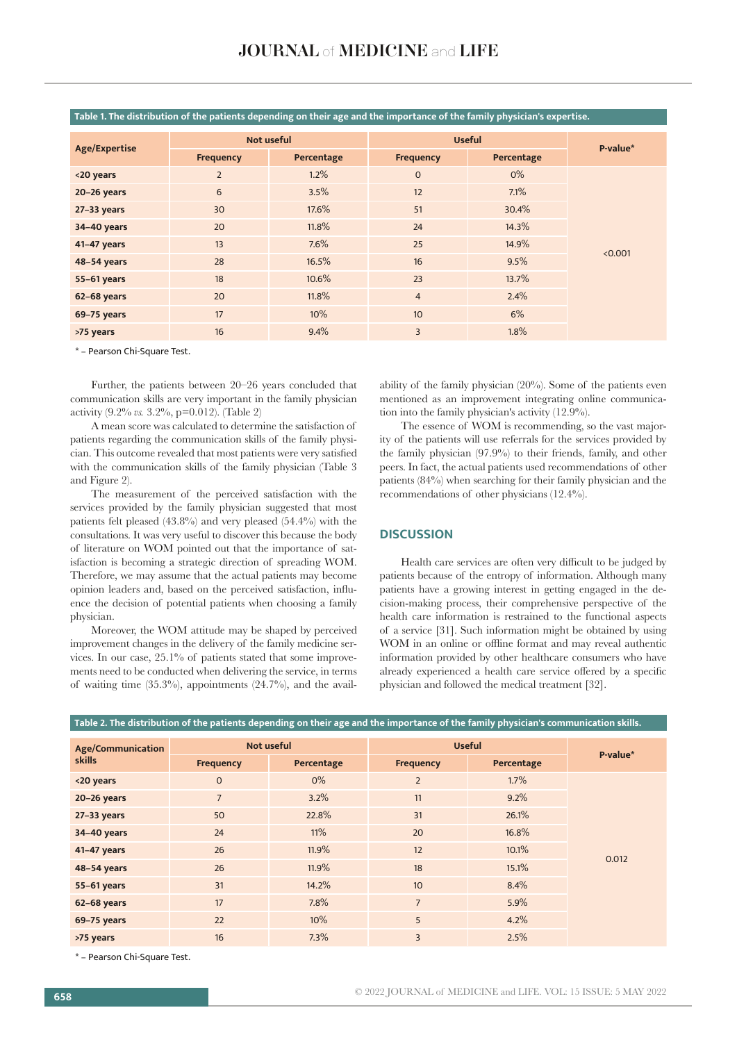**Table 1. The distribution of the patients depending on their age and the importance of the family physician's expertise.**

| Age/Expertise | Not useful | | Useful | | P-value* |
|---|---|---|---|---|---|
| | Frequency | Percentage | Frequency | Percentage | |
| <20 years | 2 | 1.2% | 0 | 0% | <0.001 |
| 20–26 years | 6 | 3.5% | 12 | 7.1% | |
| 27–33 years | 30 | 17.6% | 51 | 30.4% | |
| 34–40 years | 20 | 11.8% | 24 | 14.3% | |
| 41–47 years | 13 | 7.6% | 25 | 14.9% | |
| 48–54 years | 28 | 16.5% | 16 | 9.5% | |
| 55–61 years | 18 | 10.6% | 23 | 13.7% | |
| 62–68 years | 20 | 11.8% | 4 | 2.4% | |
| 69–75 years | 17 | 10% | 10 | 6% | |
| >75 years | 16 | 9.4% | 3 | 1.8% | |

* – Pearson Chi-Square Test.

Further, the patients between 20–26 years concluded that communication skills are very important in the family physician activity (9.2% *vs.* 3.2%, p=0.012). (Table 2)

A mean score was calculated to determine the satisfaction of patients regarding the communication skills of the family physician. This outcome revealed that most patients were very satisfied with the communication skills of the family physician (Table 3 and Figure 2).

The measurement of the perceived satisfaction with the services provided by the family physician suggested that most patients felt pleased (43.8%) and very pleased (54.4%) with the consultations. It was very useful to discover this because the body of literature on WOM pointed out that the importance of satisfaction is becoming a strategic direction of spreading WOM. Therefore, we may assume that the actual patients may become opinion leaders and, based on the perceived satisfaction, influence the decision of potential patients when choosing a family physician.

Moreover, the WOM attitude may be shaped by perceived improvement changes in the delivery of the family medicine services. In our case, 25.1% of patients stated that some improvements need to be conducted when delivering the service, in terms of waiting time (35.3%), appointments (24.7%), and the availability of the family physician (20%). Some of the patients even mentioned as an improvement integrating online communication into the family physician's activity (12.9%).

The essence of WOM is recommending, so the vast majority of the patients will use referrals for the services provided by the family physician (97.9%) to their friends, family, and other peers. In fact, the actual patients used recommendations of other patients (84%) when searching for their family physician and the recommendations of other physicians (12.4%).

## DISCUSSION

Health care services are often very difficult to be judged by patients because of the entropy of information. Although many patients have a growing interest in getting engaged in the decision-making process, their comprehensive perspective of the health care information is restrained to the functional aspects of a service [31]. Such information might be obtained by using WOM in an online or offline format and may reveal authentic information provided by other healthcare consumers who have already experienced a health care service offered by a specific physician and followed the medical treatment [32].

**Table 2. The distribution of the patients depending on their age and the importance of the family physician's communication skills.**

| Age/Communication skills | Not useful | | Useful | | P-value* |
|---|---|---|---|---|---|
| | Frequency | Percentage | Frequency | Percentage | |
| <20 years | 0 | 0% | 2 | 1.7% | 0.012 |
| 20–26 years | 7 | 3.2% | 11 | 9.2% | |
| 27–33 years | 50 | 22.8% | 31 | 26.1% | |
| 34–40 years | 24 | 11% | 20 | 16.8% | |
| 41–47 years | 26 | 11.9% | 12 | 10.1% | |
| 48–54 years | 26 | 11.9% | 18 | 15.1% | |
| 55–61 years | 31 | 14.2% | 10 | 8.4% | |
| 62–68 years | 17 | 7.8% | 7 | 5.9% | |
| 69–75 years | 22 | 10% | 5 | 4.2% | |
| >75 years | 16 | 7.3% | 3 | 2.5% | |

* – Pearson Chi-Square Test.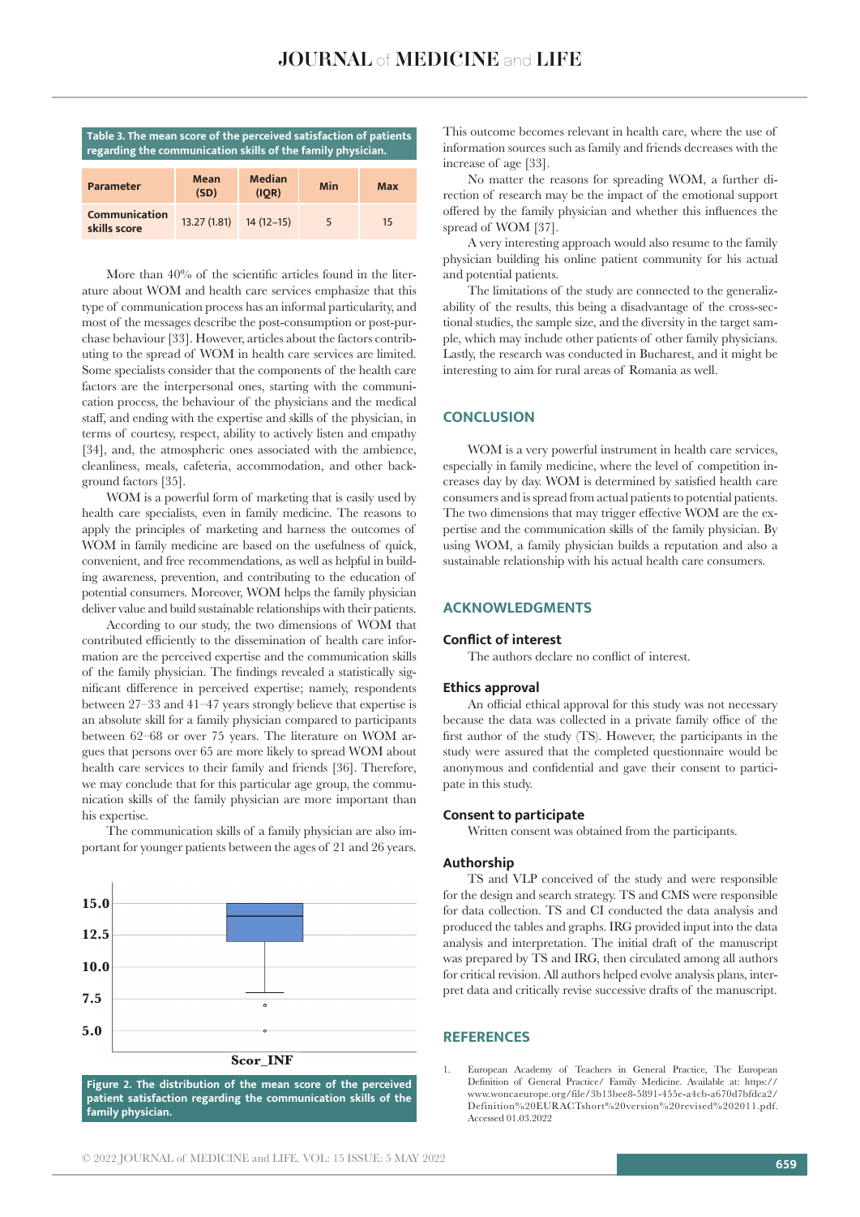Table 3. The mean score of the perceived satisfaction of patients regarding the communication skills of the family physician.

| Parameter | Mean (SD) | Median (IQR) | Min | Max |
|---|---|---|---|---|
| Communication skills score | 13.27 (1.81) | 14 (12–15) | 5 | 15 |

More than 40% of the scientific articles found in the literature about WOM and health care services emphasize that this type of communication process has an informal particularity, and most of the messages describe the post-consumption or post-purchase behaviour [33]. However, articles about the factors contributing to the spread of WOM in health care services are limited. Some specialists consider that the components of the health care factors are the interpersonal ones, starting with the communication process, the behaviour of the physicians and the medical staff, and ending with the expertise and skills of the physician, in terms of courtesy, respect, ability to actively listen and empathy [34], and, the atmospheric ones associated with the ambience, cleanliness, meals, cafeteria, accommodation, and other background factors [35].

WOM is a powerful form of marketing that is easily used by health care specialists, even in family medicine. The reasons to apply the principles of marketing and harness the outcomes of WOM in family medicine are based on the usefulness of quick, convenient, and free recommendations, as well as helpful in building awareness, prevention, and contributing to the education of potential consumers. Moreover, WOM helps the family physician deliver value and build sustainable relationships with their patients.

According to our study, the two dimensions of WOM that contributed efficiently to the dissemination of health care information are the perceived expertise and the communication skills of the family physician. The findings revealed a statistically significant difference in perceived expertise; namely, respondents between 27–33 and 41–47 years strongly believe that expertise is an absolute skill for a family physician compared to participants between 62–68 or over 75 years. The literature on WOM argues that persons over 65 are more likely to spread WOM about health care services to their family and friends [36]. Therefore, we may conclude that for this particular age group, the communication skills of the family physician are more important than his expertise.

The communication skills of a family physician are also important for younger patients between the ages of 21 and 26 years.

Figure 2. The distribution of the mean score of the perceived patient satisfaction regarding the communication skills of the family physician.

This outcome becomes relevant in health care, where the use of information sources such as family and friends decreases with the increase of age [33].

No matter the reasons for spreading WOM, a further direction of research may be the impact of the emotional support offered by the family physician and whether this influences the spread of WOM [37].

A very interesting approach would also resume to the family physician building his online patient community for his actual and potential patients.

The limitations of the study are connected to the generalizability of the results, this being a disadvantage of the cross-sectional studies, the sample size, and the diversity in the target sample, which may include other patients of other family physicians. Lastly, the research was conducted in Bucharest, and it might be interesting to aim for rural areas of Romania as well.

## CONCLUSION

WOM is a very powerful instrument in health care services, especially in family medicine, where the level of competition increases day by day. WOM is determined by satisfied health care consumers and is spread from actual patients to potential patients. The two dimensions that may trigger effective WOM are the expertise and the communication skills of the family physician. By using WOM, a family physician builds a reputation and also a sustainable relationship with his actual health care consumers.

## ACKNOWLEDGMENTS

### Conflict of interest

The authors declare no conflict of interest.

### Ethics approval

An official ethical approval for this study was not necessary because the data was collected in a private family office of the first author of the study (TS). However, the participants in the study were assured that the completed questionnaire would be anonymous and confidential and gave their consent to participate in this study.

### Consent to participate

Written consent was obtained from the participants.

### Authorship

TS and VLP conceived of the study and were responsible for the design and search strategy. TS and CMS were responsible for data collection. TS and CI conducted the data analysis and produced the tables and graphs. IRG provided input into the data analysis and interpretation. The initial draft of the manuscript was prepared by TS and IRG, then circulated among all authors for critical revision. All authors helped evolve analysis plans, interpret data and critically revise successive drafts of the manuscript.

## REFERENCES

1. European Academy of Teachers in General Practice, The European Definition of General Practice/ Family Medicine. Available at: https://www.woncaeurope.org/file/3b13bee8-5891-455e-a4cb-a670d7bfdca2/Definition%20EURACTshort%20version%20revised%202011.pdf. Accessed 01.03.2022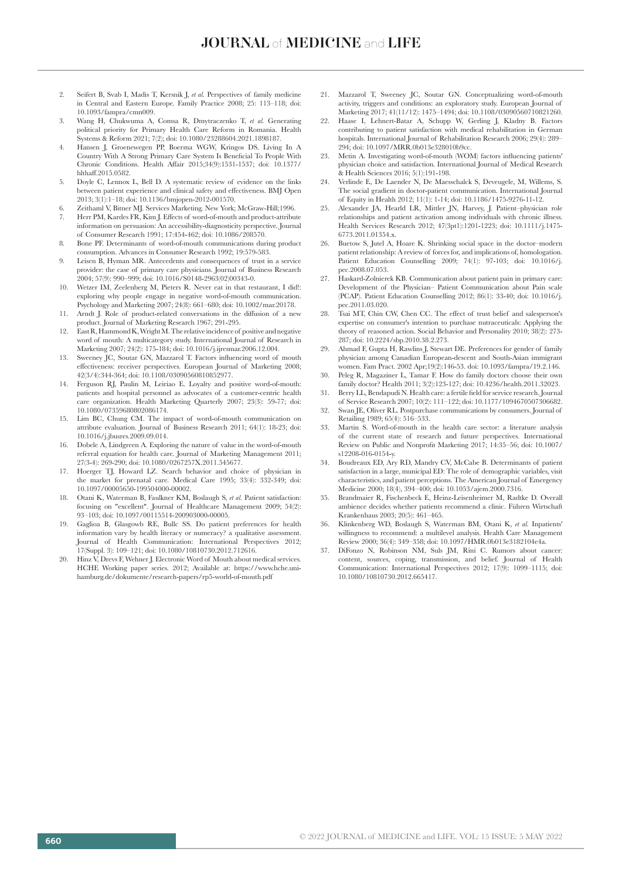2. Seifert B, Svab I, Madis T, Kersnik J, *et al.* Perspectives of family medicine in Central and Eastern Europe. Family Practice 2008; 25: 113–118; doi: 10.1093/fampra/cmn009.
3. Wang H, Chukwuma A, Comsa R, Dmytraczenko T, *et al.* Generating political priority for Primary Health Care Reform in Romania. Health Systems & Reform 2021; 7(2); doi: 10.1080/23288604.2021.1898187.
4. Hansen J, Groenewegen PP, Boerma WGW, Kringos DS. Living In A Country With A Strong Primary Care System Is Beneficial To People With Chronic Conditions. Health Affair 2015;34(9):1531-1537; doi: 10.1377/hlthaff.2015.0582.
5. Doyle C, Lennox L, Bell D. A systematic review of evidence on the links between patient experience and clinical safety and effectiveness. BMJ Open 2013; 3(1):1–18; doi: 10.1136/bmjopen-2012-001570.
6. Zeithaml V, Bitner MJ. Services Marketing. New York; McGraw-Hill;1996.
7. Herr PM, Kardes FR, Kim J. Effects of word-of-mouth and product-attribute information on persuasion: An accessibility-diagnosticity perspective. Journal of Consumer Research 1991; 17:454-462; doi: 10.1086/208570.
8. Bone PF. Determinants of word-of-mouth communications during product consumption. Advances in Consumer Research 1992; 19:579-583.
9. Leisen B, Hyman MR. Antecedents and consequences of trust in a service provider: the case of primary care physicians. Journal of Business Research 2004; 57(9): 990–999; doi: 10.1016/S0148-2963(02)00343-0.
10. Wetzer IM, Zeelenberg M, Pieters R. Never eat in that restaurant, I did!: exploring why people engage in negative word-of-mouth communication. Psychology and Marketing 2007; 24(8): 661–680; doi: 10.1002/mar.20178.
11. Arndt J. Role of product-related conversations in the diffusion of a new product. Journal of Marketing Research 1967; 291-295.
12. East R, Hammond K, Wright M. The relative incidence of positive and negative word of mouth: A multicategory study. International Journal of Research in Marketing 2007; 24(2): 175-184; doi: 10.1016/j.ijresmar.2006.12.004.
13. Sweeney JC, Soutar GN, Mazzarol T. Factors influencing word of mouth effectiveness: receiver perspectives. European Journal of Marketing 2008; 42(3/4):344-364; doi: 10.1108/03090560810852977.
14. Ferguson RJ, Paulin M, Leiriao E. Loyalty and positive word-of-mouth: patients and hospital personnel as advocates of a customer-centric health care organization. Health Marketing Quarterly 2007; 23(3): 59-77; doi: 10.1080/07359680802086174.
15. Lim BC, Chung CM. The impact of word-of-mouth communication on attribute evaluation. Journal of Business Research 2011; 64(1): 18-23; doi: 10.1016/j.jbusres.2009.09.014.
16. Dobele A, Lindgreen A. Exploring the nature of value in the word-of-mouth referral equation for health care. Journal of Marketing Management 2011; 27(3-4): 269-290; doi: 10.1080/0267257X.2011.545677.
17. Hoerger TJ, Howard LZ. Search behavior and choice of physician in the market for prenatal care. Medical Care 1995; 33(4): 332-349; doi: 10.1097/00005650-199504000-00002.
18. Otani K, Waterman B, Faulkner KM, Boslaugh S, *et al.* Patient satisfaction: focusing on "excellent". Journal of Healthcare Management 2009; 54(2): 93–103; doi: 10.1097/00115514-200903000-00005.
19. Gaglioa B, Glasgowb RE, Bullc SS. Do patient preferences for health information vary by health literacy or numeracy? a qualitative assessment. Journal of Health Communication: International Perspectives 2012; 17(Suppl. 3): 109–121; doi: 10.1080/10810730.2012.712616.
20. Hinz V, Drevs F, Wehner J. Electronic Word of Mouth about medical services. HCHE Working paper series. 2012; Available at: https://www.hche.uni-hamburg.de/dokumente/research-papers/rp5-world-of-mouth.pdf
21. Mazzarol T, Sweeney JC, Soutar GN. Conceptualizing word-of-mouth activity, triggers and conditions: an exploratory study. European Journal of Marketing 2017; 41(11/12): 1475–1494; doi: 10.1108/03090560710821260.
22. Haase I, Lehnert-Batar A, Schupp W, Gerling J, Kladny B. Factors contributing to patient satisfaction with medical rehabilitation in German hospitals. International Journal of Rehabilitation Research 2006; 29(4): 289–294; doi: 10.1097/MRR.0b013e328010b9cc.
23. Metin A. Investigating word-of-mouth (WOM) factors influencing patients' physician choice and satisfaction. International Journal of Medical Research & Health Sciences 2016; 5(1):191-198.
24. Verlinde E, De Laender N, De Maesschalck S, Deveugele, M, Willems, S. The social gradient in doctor-patient communication. International Journal of Equity in Health 2012; 11(1): 1-14; doi: 10.1186/1475-9276-11-12.
25. Alexander JA, Hearld LR, Mittler JN, Harvey, J. Patient–physician role relationships and patient activation among individuals with chronic illness. Health Services Research 2012; 47(3pt1):1201-1223; doi: 10.1111/j.1475-6773.2011.01354.x.
26. Buetow S, Jutel A, Hoare K. Shrinking social space in the doctor–modern patient relationship: A review of forces for, and implications of, homologation. Patient Education Counselling 2009; 74(1): 97-103; doi: 10.1016/j.pec.2008.07.053.
27. Haskard-Zolnierek KB. Communication about patient pain in primary care: Development of the Physician– Patient Communication about Pain scale (PCAP). Patient Education Counselling 2012; 86(1): 33-40; doi: 10.1016/j.pec.2011.03.020.
28. Tsai MT, Chin CW, Chen CC. The effect of trust belief and salesperson's expertise on consumer's intention to purchase nutraceuticals: Applying the theory of reasoned action. Social Behavior and Personality 2010; 38(2): 273-287; doi: 10.2224/sbp.2010.38.2.273.
29. Ahmad F, Gupta H, Rawlins J, Stewart DE. Preferences for gender of family physician among Canadian European-descent and South-Asian immigrant women. Fam Pract. 2002 Apr;19(2):146-53. doi: 10.1093/fampra/19.2.146.
30. Peleg R, Magaziner L, Tamar F. How do family doctors choose their own family doctor? Health 2011; 3(2):123-127; doi: 10.4236/health.2011.32023.
31. Berry LL, Bendapudi N. Health care: a fertile field for service research. Journal of Service Research 2007; 10(2): 111–122; doi: 10.1177/1094670507306682.
32. Swan JE, Oliver RL. Postpurchase communications by consumers. Journal of Retailing 1989; 65(4): 516–533.
33. Martin S. Word-of-mouth in the health care sector: a literature analysis of the current state of research and future perspectives. International Review on Public and Nonprofit Marketing 2017; 14:35–56; doi: 10.1007/s12208-016-0154-y.
34. Boudreaux ED, Ary RD, Mandry CV, McCabe B. Determinants of patient satisfaction in a large, municipal ED: The role of demographic variables, visit characteristics, and patient perceptions. The American Journal of Emergency Medicine 2000; 18(4), 394–400; doi: 10.1053/ajem.2000.7316.
35. Brandmaier R, Fischenbeck E, Heinz-Leisenheimer M, Radtke D. Overall ambience decides whether patients recommend a clinic. Führen Wirtschaft Krankenhaus 2003; 20(5): 461–465.
36. Klinkenberg WD, Boslaugh S, Waterman BM, Otani K, *et al.* Inpatients' willingness to recommend: a multilevel analysis. Health Care Management Review 2000; 36(4): 349–358; doi: 10.1097/HMR.0b013e3182104e4a.
37. DiFonzo N, Robinson NM, Suls JM, Rini C. Rumors about cancer: content, sources, coping, transmission, and belief. Journal of Health Communication: International Perspectives 2012; 17(9): 1099–1115; doi: 10.1080/10810730.2012.665417.